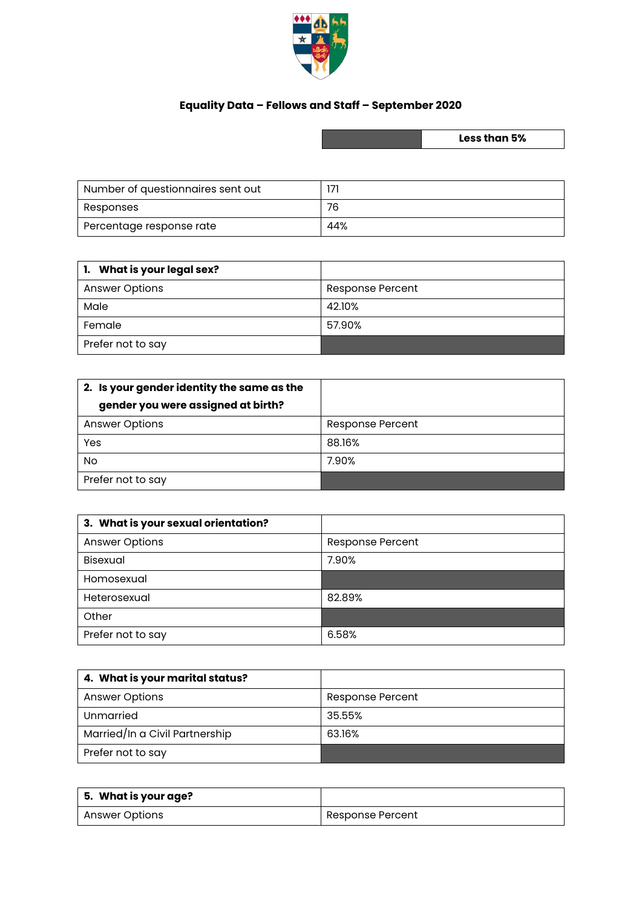# Equality Data – Fellows and Staff – September 2020

| | Less than 5% |
|---|---|

| Number of questionnaires sent out | 171 |
|---|---|
| Responses | 76 |
| Percentage response rate | 44% |

| 1. **What is your legal sex?** | |
|---|---|
| Answer Options | Response Percent |
| Male | 42.10% |
| Female | 57.90% |
| Prefer not to say | |

| 2. **Is your gender identity the same as the gender you were assigned at birth?** | |
|---|---|
| Answer Options | Response Percent |
| Yes | 88.16% |
| No | 7.90% |
| Prefer not to say | |

| 3. **What is your sexual orientation?** | |
|---|---|
| Answer Options | Response Percent |
| Bisexual | 7.90% |
| Homosexual | |
| Heterosexual | 82.89% |
| Other | |
| Prefer not to say | 6.58% |

| 4. **What is your marital status?** | |
|---|---|
| Answer Options | Response Percent |
| Unmarried | 35.55% |
| Married/In a Civil Partnership | 63.16% |
| Prefer not to say | |

| 5. **What is your age?** | |
|---|---|
| Answer Options | Response Percent |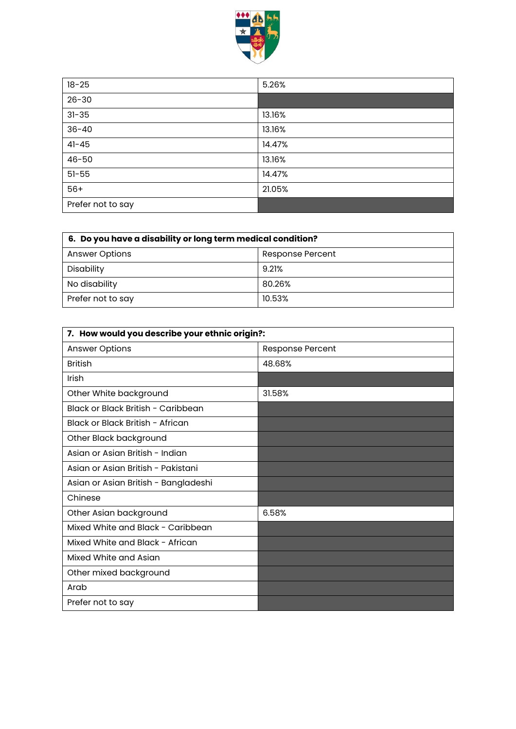| 18-25 | 5.26% |
|---|---|
| 26-30 | |
| 31-35 | 13.16% |
| 36-40 | 13.16% |
| 41-45 | 14.47% |
| 46-50 | 13.16% |
| 51-55 | 14.47% |
| 56+ | 21.05% |
| Prefer not to say | |

| **6. Do you have a disability or long term medical condition?** | |
|---|---|
| Answer Options | Response Percent |
| Disability | 9.21% |
| No disability | 80.26% |
| Prefer not to say | 10.53% |

| **7. How would you describe your ethnic origin?:** | |
|---|---|
| Answer Options | Response Percent |
| British | 48.68% |
| Irish | |
| Other White background | 31.58% |
| Black or Black British - Caribbean | |
| Black or Black British - African | |
| Other Black background | |
| Asian or Asian British - Indian | |
| Asian or Asian British - Pakistani | |
| Asian or Asian British - Bangladeshi | |
| Chinese | |
| Other Asian background | 6.58% |
| Mixed White and Black - Caribbean | |
| Mixed White and Black - African | |
| Mixed White and Asian | |
| Other mixed background | |
| Arab | |
| Prefer not to say | |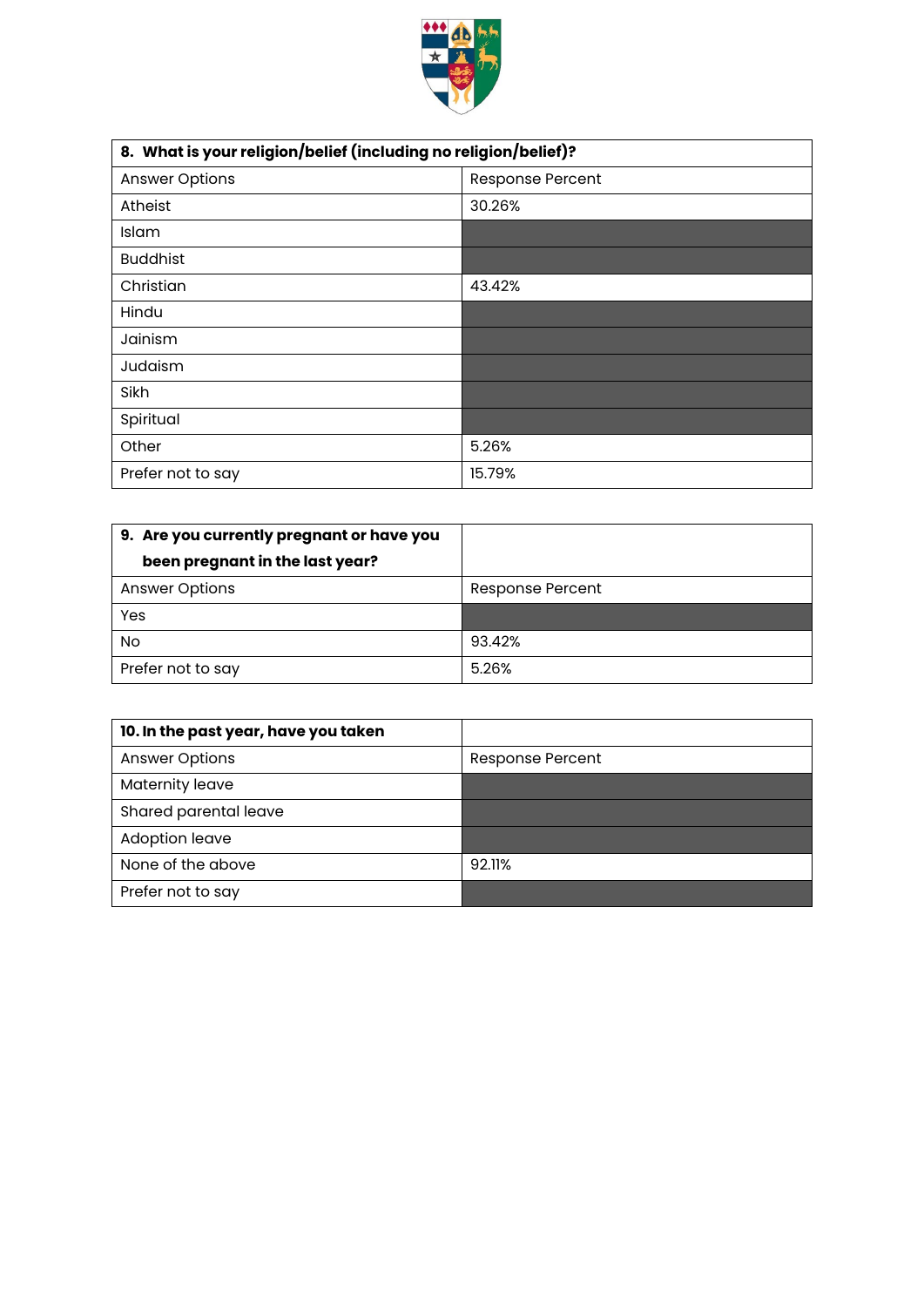| 8. What is your religion/belief (including no religion/belief)? | |
|---|---|
| Answer Options | Response Percent |
| Atheist | 30.26% |
| Islam | |
| Buddhist | |
| Christian | 43.42% |
| Hindu | |
| Jainism | |
| Judaism | |
| Sikh | |
| Spiritual | |
| Other | 5.26% |
| Prefer not to say | 15.79% |

| 9. Are you currently pregnant or have you been pregnant in the last year? | |
|---|---|
| Answer Options | Response Percent |
| Yes | |
| No | 93.42% |
| Prefer not to say | 5.26% |

| 10. In the past year, have you taken | |
|---|---|
| Answer Options | Response Percent |
| Maternity leave | |
| Shared parental leave | |
| Adoption leave | |
| None of the above | 92.11% |
| Prefer not to say | |